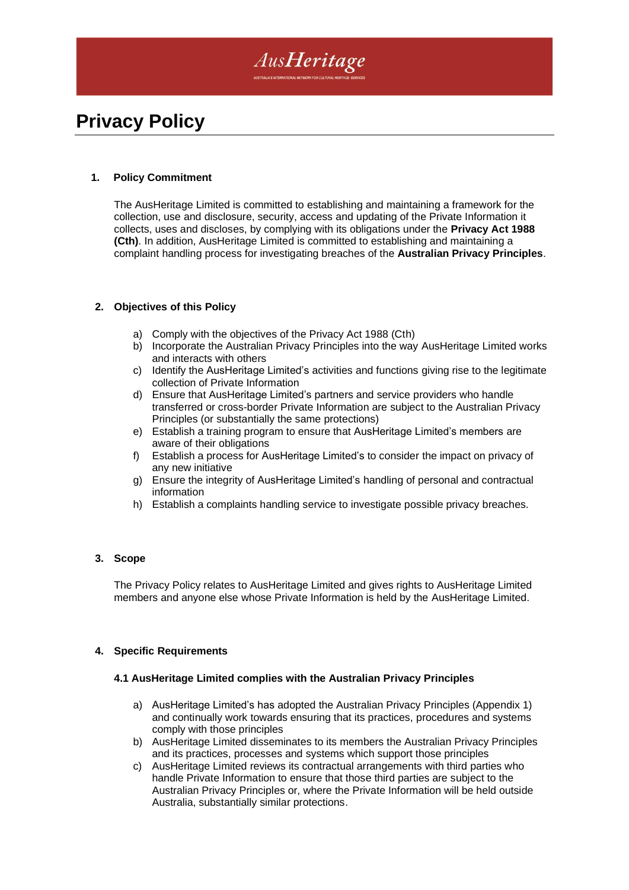# Privacy Policy

## 1. Policy Commitment

The AusHeritage Limited is committed to establishing and maintaining a framework for the collection, use and disclosure, security, access and updating of the Private Information it collects, uses and discloses, by complying with its obligations under the **Privacy Act 1988 (Cth)**. In addition, AusHeritage Limited is committed to establishing and maintaining a complaint handling process for investigating breaches of the **Australian Privacy Principles**.

## 2. Objectives of this Policy

a) Comply with the objectives of the Privacy Act 1988 (Cth)
b) Incorporate the Australian Privacy Principles into the way AusHeritage Limited works and interacts with others
c) Identify the AusHeritage Limited's activities and functions giving rise to the legitimate collection of Private Information
d) Ensure that AusHeritage Limited's partners and service providers who handle transferred or cross-border Private Information are subject to the Australian Privacy Principles (or substantially the same protections)
e) Establish a training program to ensure that AusHeritage Limited's members are aware of their obligations
f) Establish a process for AusHeritage Limited's to consider the impact on privacy of any new initiative
g) Ensure the integrity of AusHeritage Limited's handling of personal and contractual information
h) Establish a complaints handling service to investigate possible privacy breaches.

## 3. Scope

The Privacy Policy relates to AusHeritage Limited and gives rights to AusHeritage Limited members and anyone else whose Private Information is held by the AusHeritage Limited.

## 4. Specific Requirements

### 4.1 AusHeritage Limited complies with the Australian Privacy Principles

a) AusHeritage Limited's has adopted the Australian Privacy Principles (Appendix 1) and continually work towards ensuring that its practices, procedures and systems comply with those principles
b) AusHeritage Limited disseminates to its members the Australian Privacy Principles and its practices, processes and systems which support those principles
c) AusHeritage Limited reviews its contractual arrangements with third parties who handle Private Information to ensure that those third parties are subject to the Australian Privacy Principles or, where the Private Information will be held outside Australia, substantially similar protections.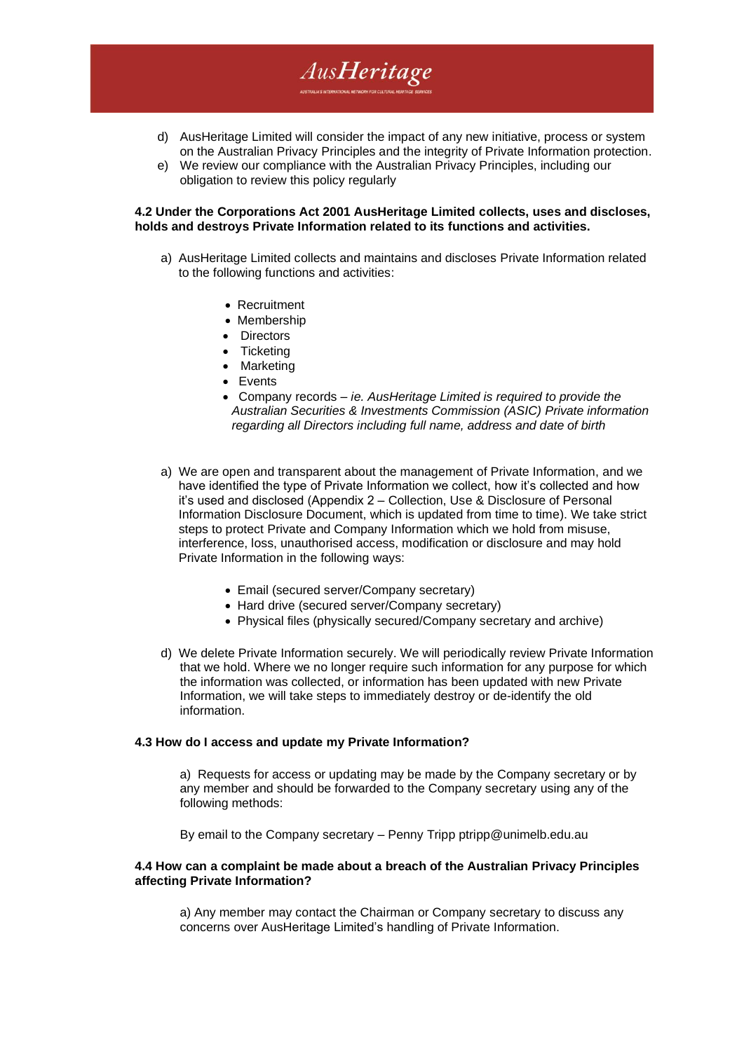d) AusHeritage Limited will consider the impact of any new initiative, process or system on the Australian Privacy Principles and the integrity of Private Information protection.

e) We review our compliance with the Australian Privacy Principles, including our obligation to review this policy regularly

**4.2 Under the Corporations Act 2001 AusHeritage Limited collects, uses and discloses, holds and destroys Private Information related to its functions and activities.**

a) AusHeritage Limited collects and maintains and discloses Private Information related to the following functions and activities:

- Recruitment
- Membership
- Directors
- Ticketing
- Marketing
- Events
- Company records – *ie. AusHeritage Limited is required to provide the Australian Securities & Investments Commission (ASIC) Private information regarding all Directors including full name, address and date of birth*

a) We are open and transparent about the management of Private Information, and we have identified the type of Private Information we collect, how it's collected and how it's used and disclosed (Appendix 2 – Collection, Use & Disclosure of Personal Information Disclosure Document, which is updated from time to time). We take strict steps to protect Private and Company Information which we hold from misuse, interference, loss, unauthorised access, modification or disclosure and may hold Private Information in the following ways:

- Email (secured server/Company secretary)
- Hard drive (secured server/Company secretary)
- Physical files (physically secured/Company secretary and archive)

d) We delete Private Information securely. We will periodically review Private Information that we hold. Where we no longer require such information for any purpose for which the information was collected, or information has been updated with new Private Information, we will take steps to immediately destroy or de-identify the old information.

**4.3 How do I access and update my Private Information?**

a) Requests for access or updating may be made by the Company secretary or by any member and should be forwarded to the Company secretary using any of the following methods:

By email to the Company secretary – Penny Tripp ptripp@unimelb.edu.au

**4.4 How can a complaint be made about a breach of the Australian Privacy Principles affecting Private Information?**

a) Any member may contact the Chairman or Company secretary to discuss any concerns over AusHeritage Limited's handling of Private Information.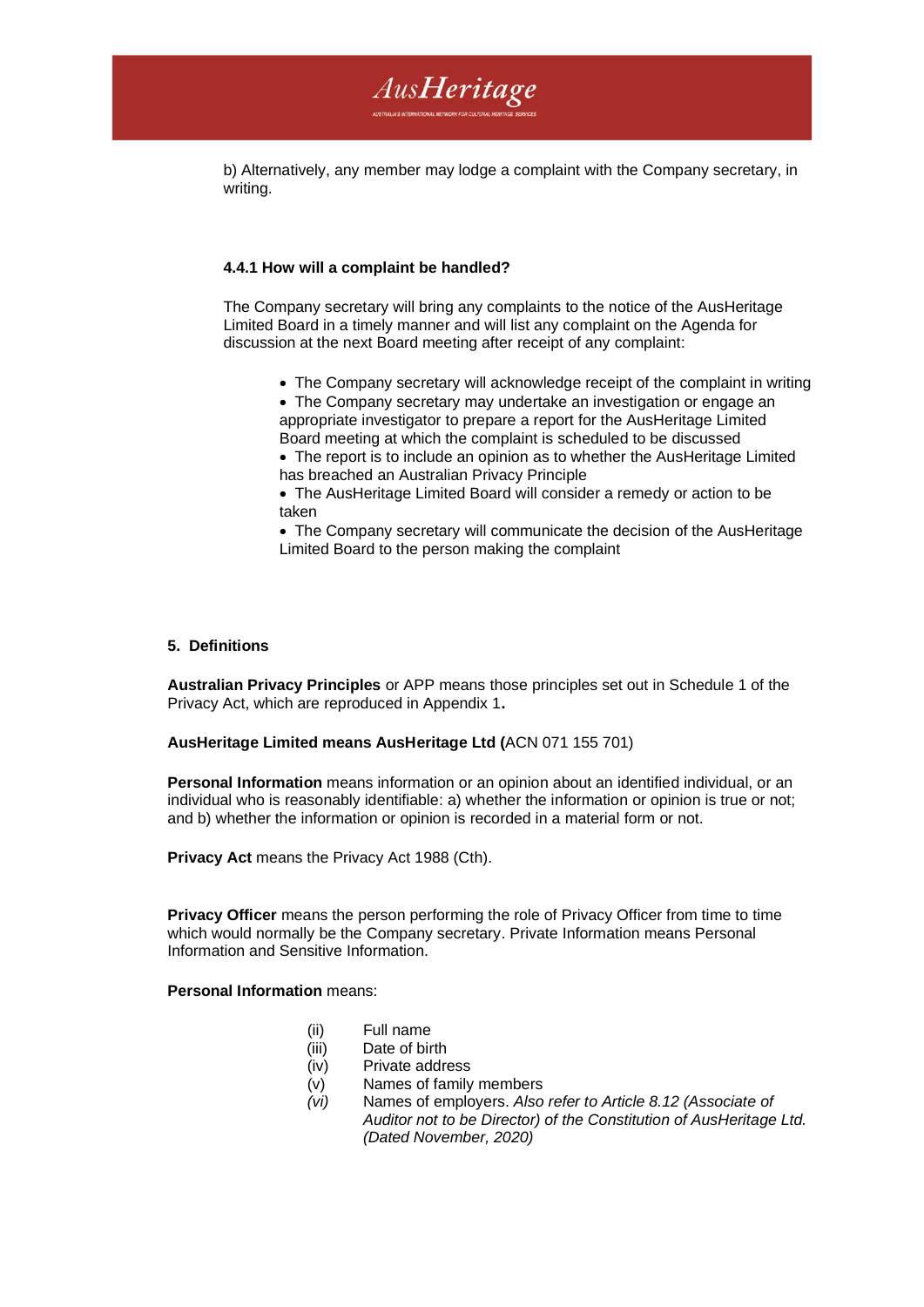b) Alternatively, any member may lodge a complaint with the Company secretary, in writing.

#### 4.4.1 How will a complaint be handled?

The Company secretary will bring any complaints to the notice of the AusHeritage Limited Board in a timely manner and will list any complaint on the Agenda for discussion at the next Board meeting after receipt of any complaint:

- The Company secretary will acknowledge receipt of the complaint in writing
- The Company secretary may undertake an investigation or engage an appropriate investigator to prepare a report for the AusHeritage Limited Board meeting at which the complaint is scheduled to be discussed
- The report is to include an opinion as to whether the AusHeritage Limited has breached an Australian Privacy Principle
- The AusHeritage Limited Board will consider a remedy or action to be taken
- The Company secretary will communicate the decision of the AusHeritage Limited Board to the person making the complaint

## 5. Definitions

**Australian Privacy Principles** or APP means those principles set out in Schedule 1 of the Privacy Act, which are reproduced in Appendix 1**.**

**AusHeritage Limited means AusHeritage Ltd (**ACN 071 155 701)

**Personal Information** means information or an opinion about an identified individual, or an individual who is reasonably identifiable: a) whether the information or opinion is true or not; and b) whether the information or opinion is recorded in a material form or not.

**Privacy Act** means the Privacy Act 1988 (Cth).

**Privacy Officer** means the person performing the role of Privacy Officer from time to time which would normally be the Company secretary. Private Information means Personal Information and Sensitive Information.

**Personal Information** means:

(ii) Full name
(iii) Date of birth
(iv) Private address
(v) Names of family members
*(vi)* Names of employers. *Also refer to Article 8.12 (Associate of Auditor not to be Director) of the Constitution of AusHeritage Ltd. (Dated November, 2020)*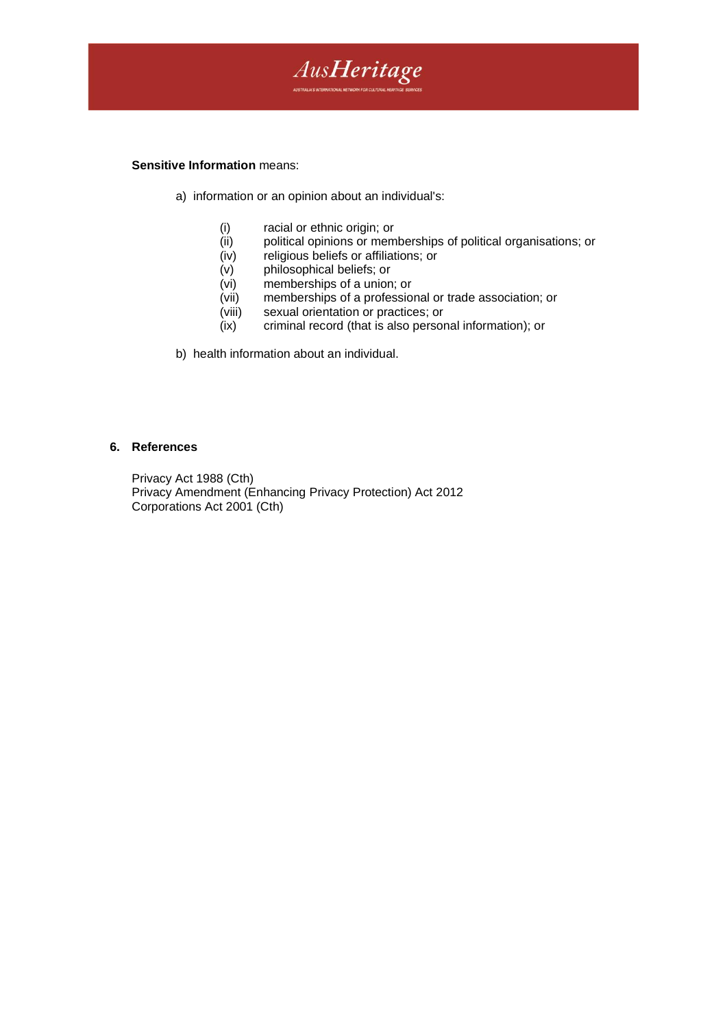**Sensitive Information** means:

a) information or an opinion about an individual's:

   (i) racial or ethnic origin; or
   (ii) political opinions or memberships of political organisations; or
   (iv) religious beliefs or affiliations; or
   (v) philosophical beliefs; or
   (vi) memberships of a union; or
   (vii) memberships of a professional or trade association; or
   (viii) sexual orientation or practices; or
   (ix) criminal record (that is also personal information); or

b) health information about an individual.

## 6. References

Privacy Act 1988 (Cth)
Privacy Amendment (Enhancing Privacy Protection) Act 2012
Corporations Act 2001 (Cth)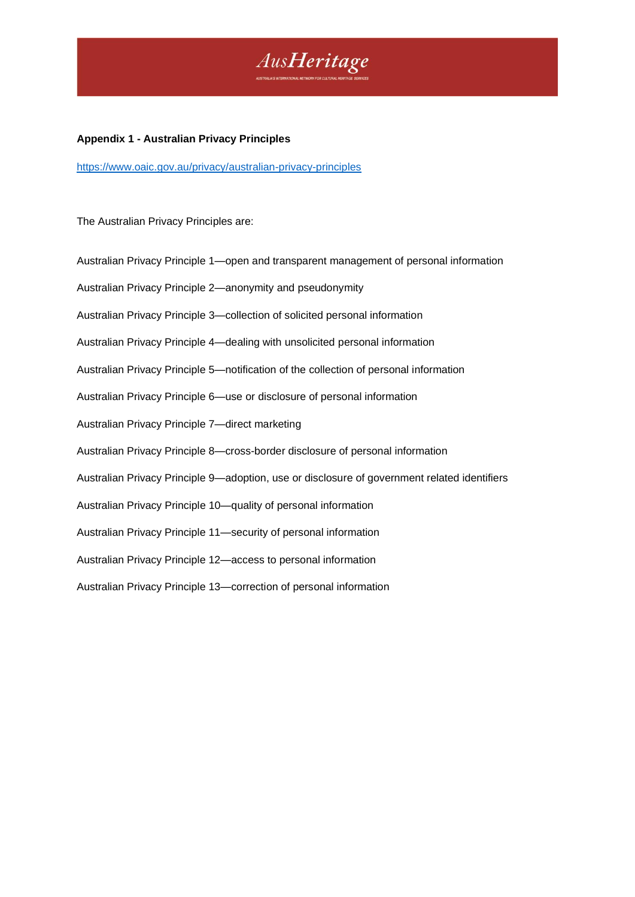**Appendix 1 - Australian Privacy Principles**

https://www.oaic.gov.au/privacy/australian-privacy-principles

The Australian Privacy Principles are:

Australian Privacy Principle 1—open and transparent management of personal information

Australian Privacy Principle 2—anonymity and pseudonymity

Australian Privacy Principle 3—collection of solicited personal information

Australian Privacy Principle 4—dealing with unsolicited personal information

Australian Privacy Principle 5—notification of the collection of personal information

Australian Privacy Principle 6—use or disclosure of personal information

Australian Privacy Principle 7—direct marketing

Australian Privacy Principle 8—cross-border disclosure of personal information

Australian Privacy Principle 9—adoption, use or disclosure of government related identifiers

Australian Privacy Principle 10—quality of personal information

Australian Privacy Principle 11—security of personal information

Australian Privacy Principle 12—access to personal information

Australian Privacy Principle 13—correction of personal information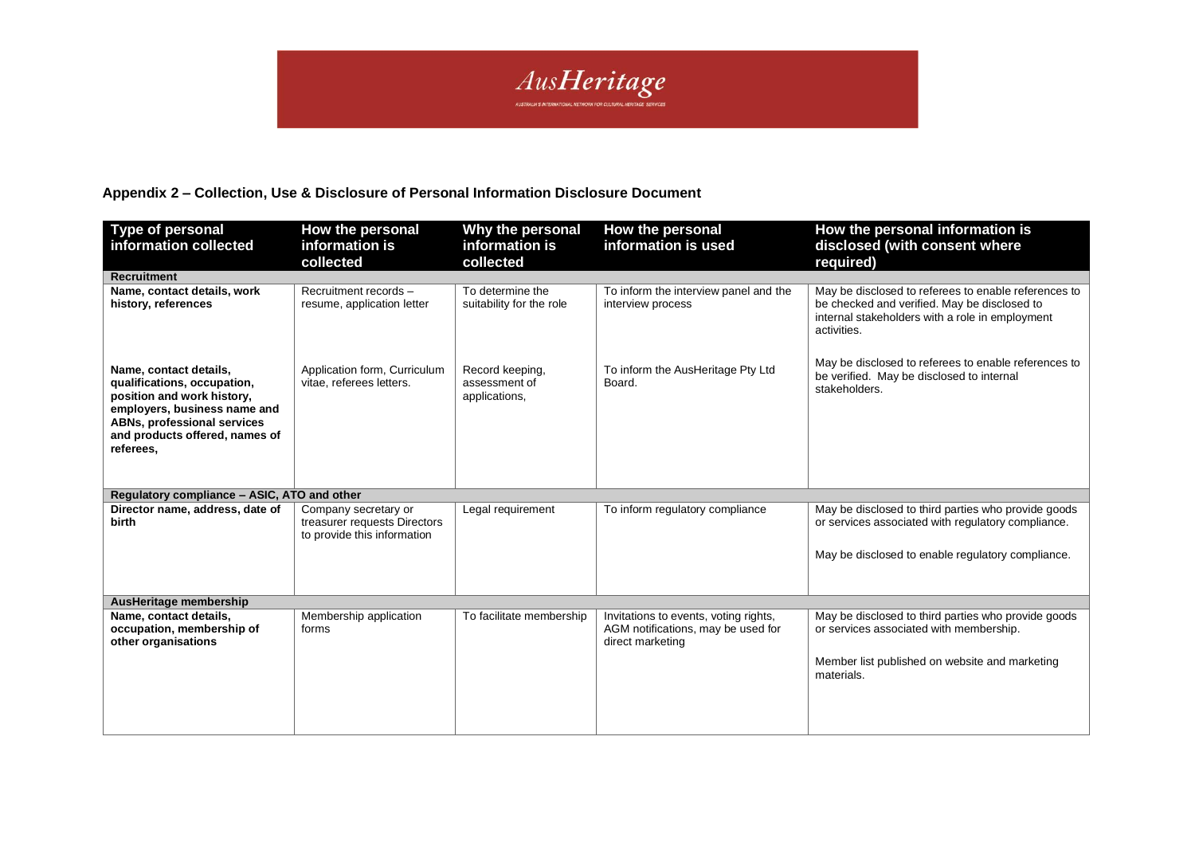## Appendix 2 – Collection, Use & Disclosure of Personal Information Disclosure Document

| Type of personal information collected | How the personal information is collected | Why the personal information is collected | How the personal information is used | How the personal information is disclosed (with consent where required) |
|---|---|---|---|---|
| **Recruitment** | | | | |
| **Name, contact details, work history, references** | Recruitment records – resume, application letter | To determine the suitability for the role | To inform the interview panel and the interview process | May be disclosed to referees to enable references to be checked and verified. May be disclosed to internal stakeholders with a role in employment activities. |
| **Name, contact details, qualifications, occupation, position and work history, employers, business name and ABNs, professional services and products offered, names of referees,** | Application form, Curriculum vitae, referees letters. | Record keeping, assessment of applications, | To inform the AusHeritage Pty Ltd Board. | May be disclosed to referees to enable references to be verified. May be disclosed to internal stakeholders. |
| **Regulatory compliance – ASIC, ATO and other** | | | | |
| **Director name, address, date of birth** | Company secretary or treasurer requests Directors to provide this information | Legal requirement | To inform regulatory compliance | May be disclosed to third parties who provide goods or services associated with regulatory compliance.<br><br>May be disclosed to enable regulatory compliance. |
| **AusHeritage membership** | | | | |
| **Name, contact details, occupation, membership of other organisations** | Membership application forms | To facilitate membership | Invitations to events, voting rights, AGM notifications, may be used for direct marketing | May be disclosed to third parties who provide goods or services associated with membership.<br><br>Member list published on website and marketing materials. |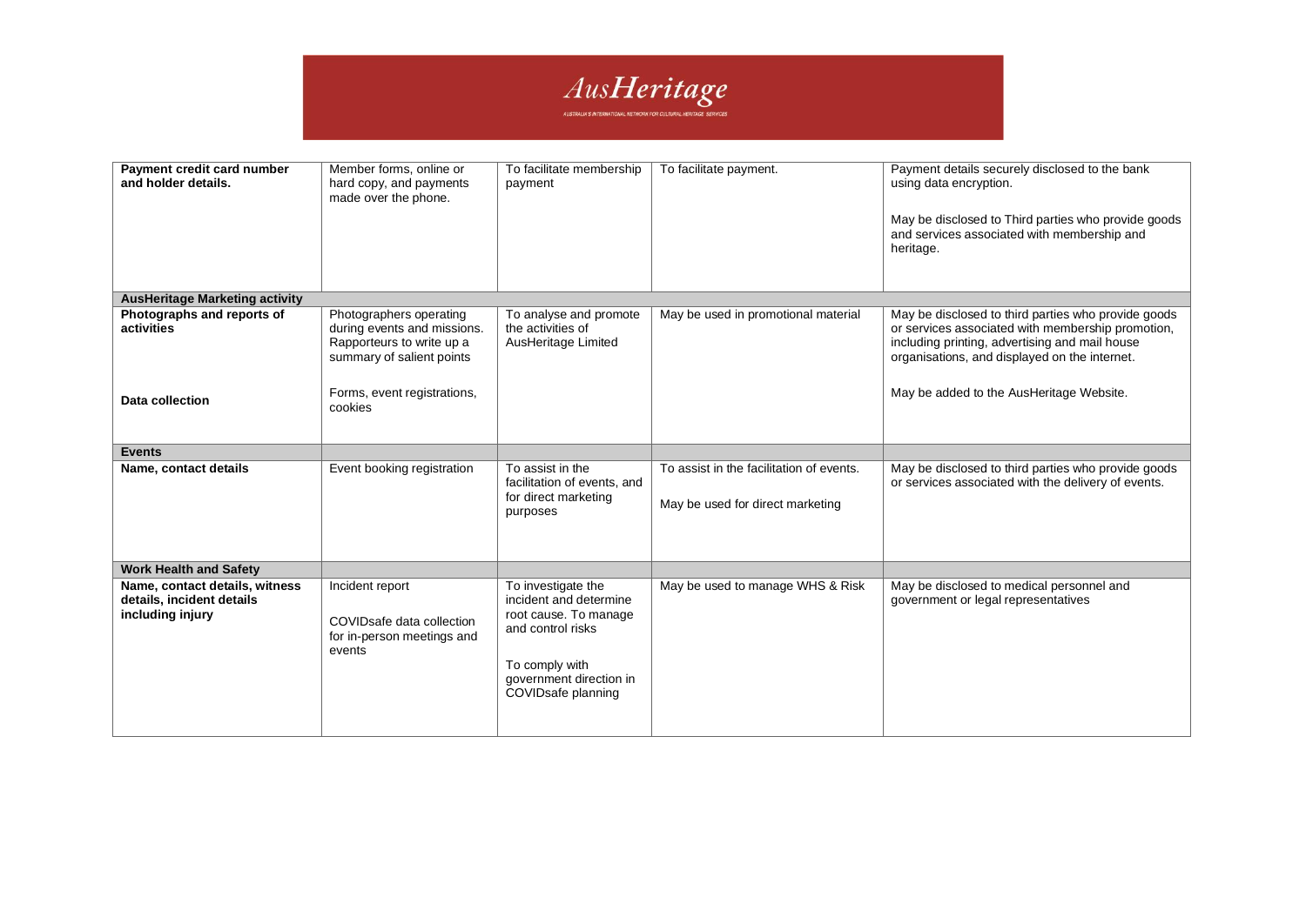| | | | | |
|---|---|---|---|---|
| **Payment credit card number and holder details.** | Member forms, online or hard copy, and payments made over the phone. | To facilitate membership payment | To facilitate payment. | Payment details securely disclosed to the bank using data encryption.<br><br>May be disclosed to Third parties who provide goods and services associated with membership and heritage. |
| **AusHeritage Marketing activity** | | | | |
| **Photographs and reports of activities**<br><br>**Data collection** | Photographers operating during events and missions. Rapporteurs to write up a summary of salient points<br><br>Forms, event registrations, cookies | To analyse and promote the activities of AusHeritage Limited | May be used in promotional material | May be disclosed to third parties who provide goods or services associated with membership promotion, including printing, advertising and mail house organisations, and displayed on the internet.<br><br>May be added to the AusHeritage Website. |
| **Events** | | | | |
| **Name, contact details** | Event booking registration | To assist in the facilitation of events, and for direct marketing purposes | To assist in the facilitation of events.<br><br>May be used for direct marketing | May be disclosed to third parties who provide goods or services associated with the delivery of events. |
| **Work Health and Safety** | | | | |
| **Name, contact details, witness details, incident details including injury** | Incident report<br><br>COVIDsafe data collection for in-person meetings and events | To investigate the incident and determine root cause. To manage and control risks<br><br>To comply with government direction in COVIDsafe planning | May be used to manage WHS & Risk | May be disclosed to medical personnel and government or legal representatives |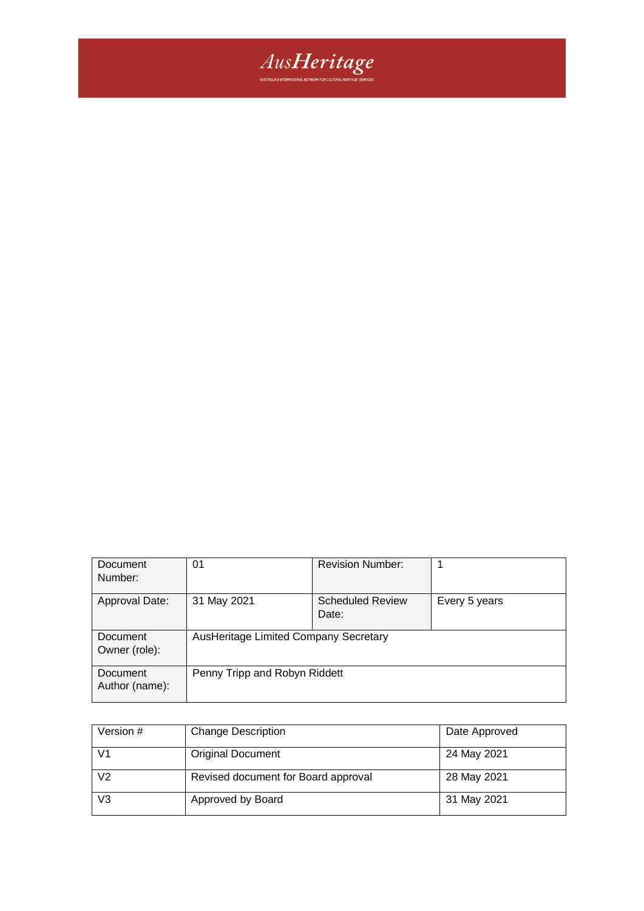AusHeritage

AUSTRALIA'S INTERNATIONAL NETWORK FOR CULTURAL HERITAGE SERVICES

| | | | |
|---|---|---|---|
| Document Number: | 01 | Revision Number: | 1 |
| Approval Date: | 31 May 2021 | Scheduled Review Date: | Every 5 years |
| Document Owner (role): | AusHeritage Limited Company Secretary | | |
| Document Author (name): | Penny Tripp and Robyn Riddett | | |

| Version # | Change Description | Date Approved |
|---|---|---|
| V1 | Original Document | 24 May 2021 |
| V2 | Revised document for Board approval | 28 May 2021 |
| V3 | Approved by Board | 31 May 2021 |